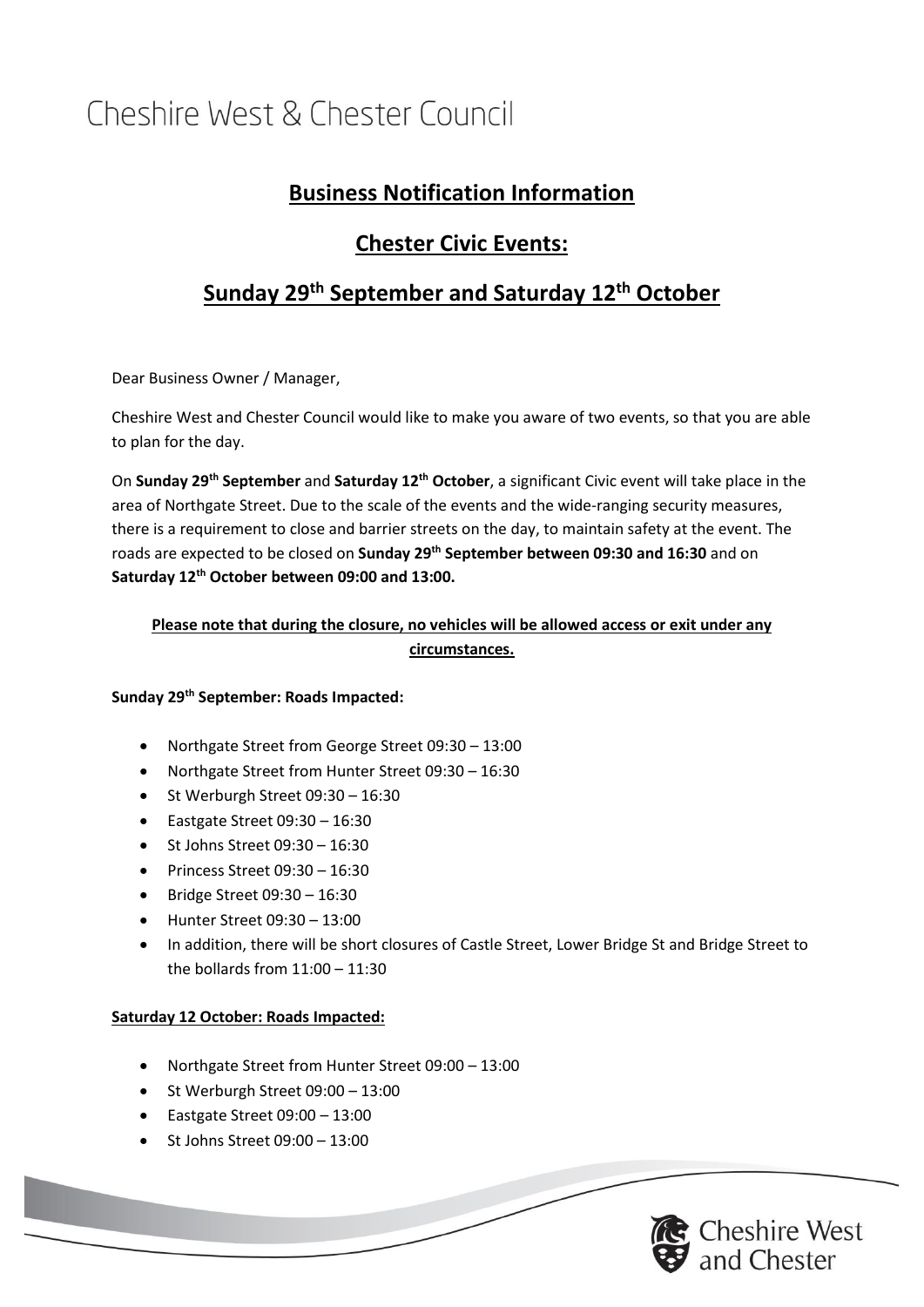# Cheshire West & Chester Council

## Business Notification Information

## Chester Civic Events:

## Sunday 29th September and Saturday 12th October

Dear Business Owner / Manager,

Cheshire West and Chester Council would like to make you aware of two events, so that you are able to plan for the day.

On **Sunday 29th September** and **Saturday 12th October**, a significant Civic event will take place in the area of Northgate Street. Due to the scale of the events and the wide-ranging security measures, there is a requirement to close and barrier streets on the day, to maintain safety at the event. The roads are expected to be closed on **Sunday 29th September between 09:30 and 16:30** and on **Saturday 12th October between 09:00 and 13:00.**

**Please note that during the closure, no vehicles will be allowed access or exit under any circumstances.**

**Sunday 29th September: Roads Impacted:**

- Northgate Street from George Street 09:30 – 13:00
- Northgate Street from Hunter Street 09:30 – 16:30
- St Werburgh Street 09:30 – 16:30
- Eastgate Street 09:30 – 16:30
- St Johns Street 09:30 – 16:30
- Princess Street 09:30 – 16:30
- Bridge Street 09:30 – 16:30
- Hunter Street 09:30 – 13:00
- In addition, there will be short closures of Castle Street, Lower Bridge St and Bridge Street to the bollards from 11:00 – 11:30

**Saturday 12 October: Roads Impacted:**

- Northgate Street from Hunter Street 09:00 – 13:00
- St Werburgh Street 09:00 – 13:00
- Eastgate Street 09:00 – 13:00
- St Johns Street 09:00 – 13:00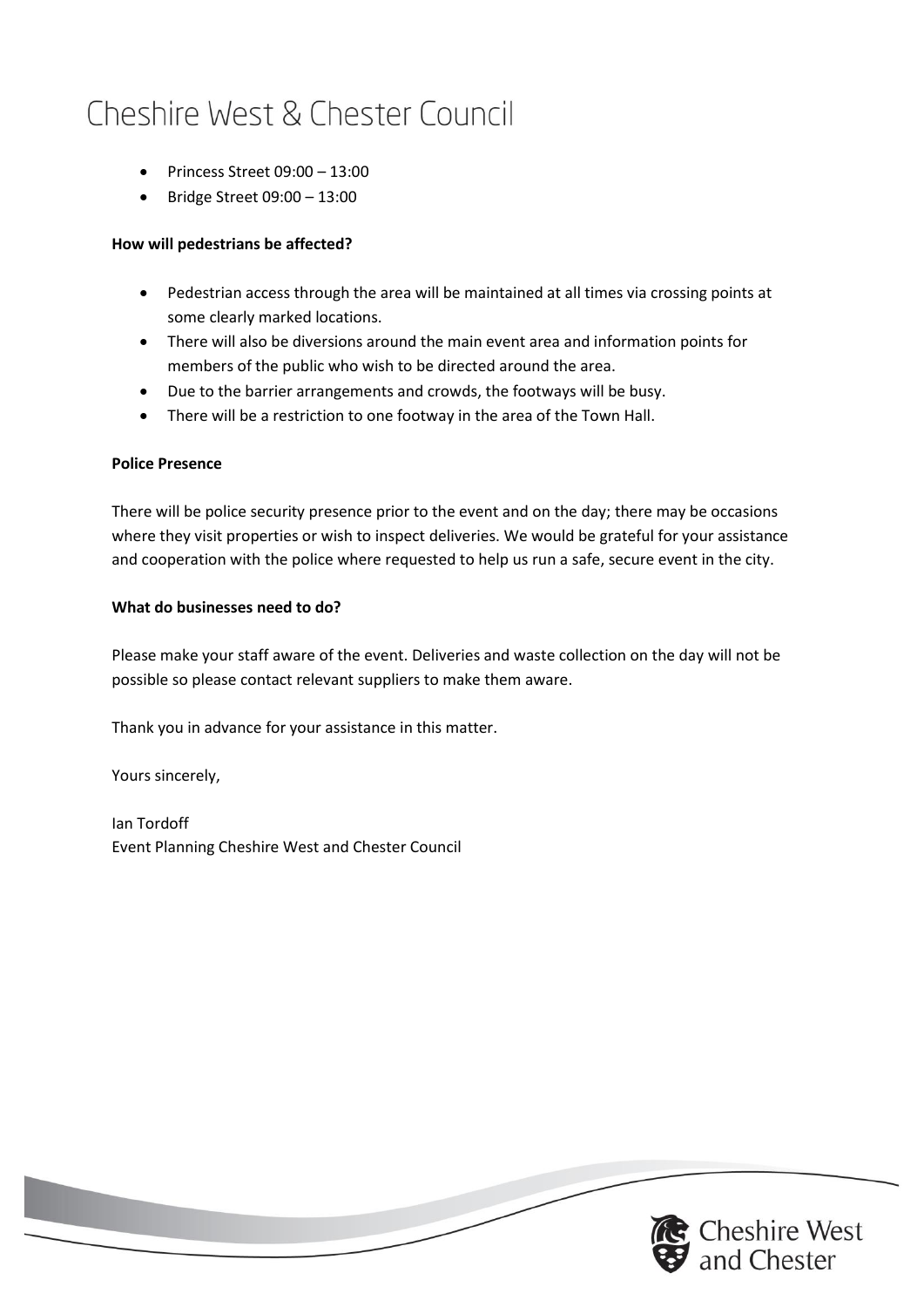- Princess Street 09:00 – 13:00
- Bridge Street 09:00 – 13:00

**How will pedestrians be affected?**

- Pedestrian access through the area will be maintained at all times via crossing points at some clearly marked locations.
- There will also be diversions around the main event area and information points for members of the public who wish to be directed around the area.
- Due to the barrier arrangements and crowds, the footways will be busy.
- There will be a restriction to one footway in the area of the Town Hall.

**Police Presence**

There will be police security presence prior to the event and on the day; there may be occasions where they visit properties or wish to inspect deliveries. We would be grateful for your assistance and cooperation with the police where requested to help us run a safe, secure event in the city.

**What do businesses need to do?**

Please make your staff aware of the event. Deliveries and waste collection on the day will not be possible so please contact relevant suppliers to make them aware.

Thank you in advance for your assistance in this matter.

Yours sincerely,

Ian Tordoff
Event Planning Cheshire West and Chester Council